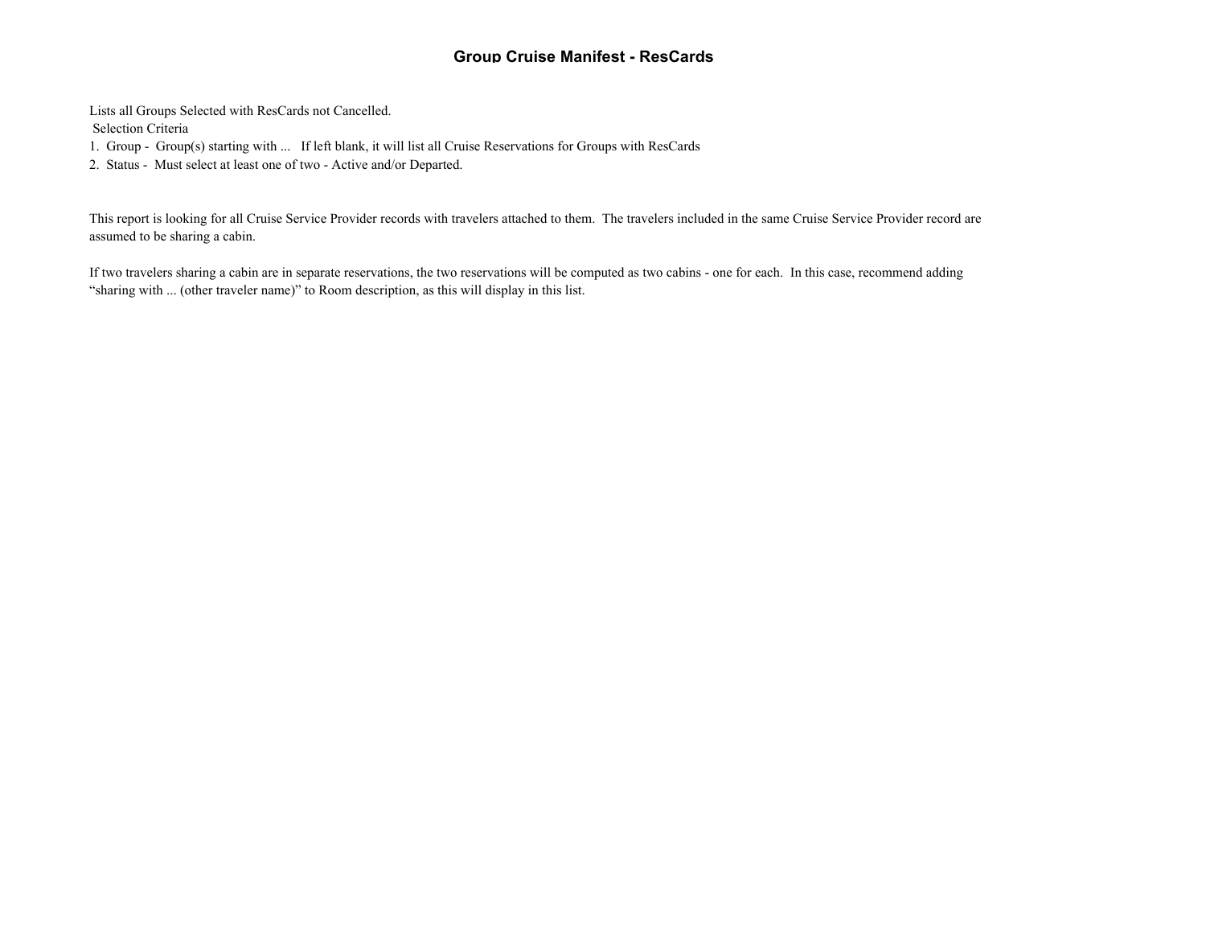# Group Cruise Manifest - ResCards

Lists all Groups Selected with ResCards not Cancelled.

Selection Criteria

1. Group - Group(s) starting with ... If left blank, it will list all Cruise Reservations for Groups with ResCards
2. Status - Must select at least one of two - Active and/or Departed.

This report is looking for all Cruise Service Provider records with travelers attached to them. The travelers included in the same Cruise Service Provider record are assumed to be sharing a cabin.

If two travelers sharing a cabin are in separate reservations, the two reservations will be computed as two cabins - one for each. In this case, recommend adding "sharing with ... (other traveler name)" to Room description, as this will display in this list.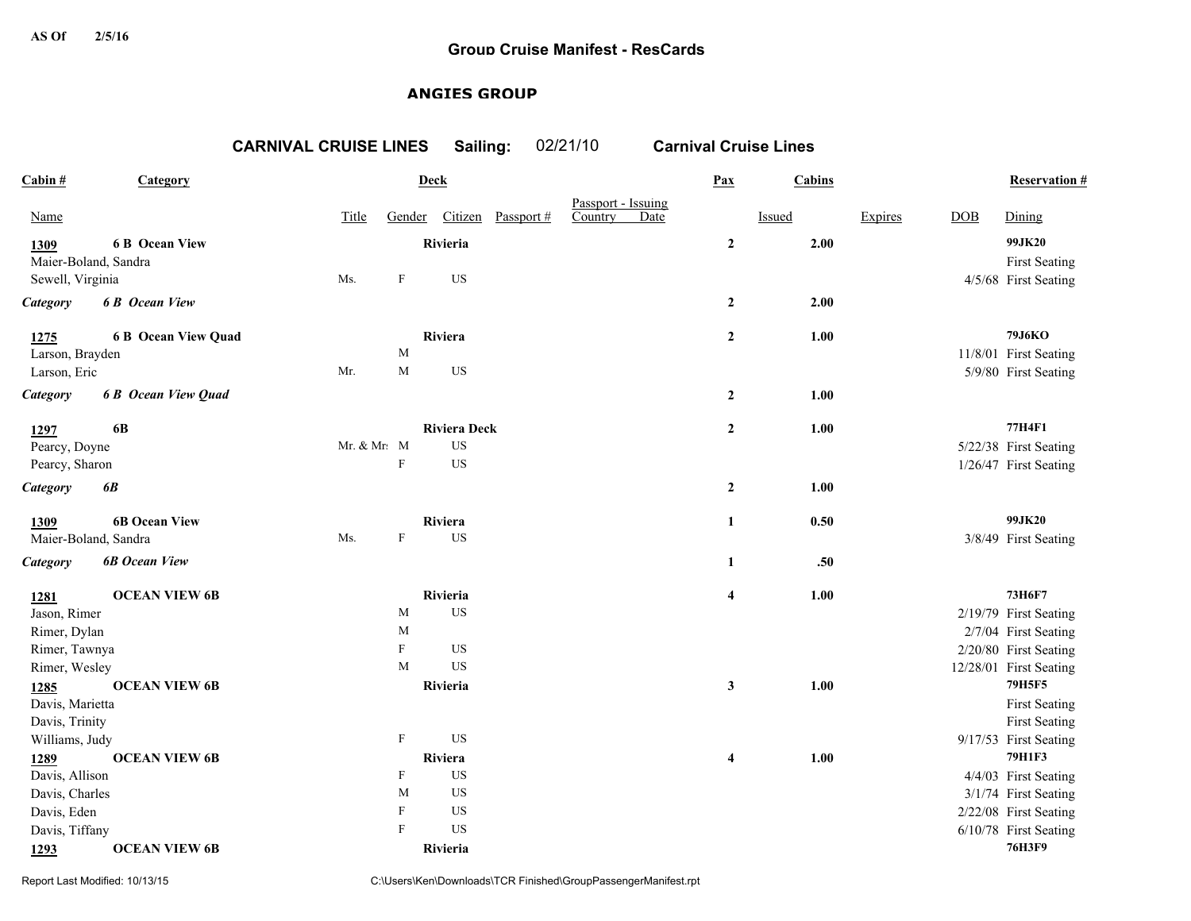AS Of 2/5/16

# Group Cruise Manifest - ResCards

## ANGIES GROUP

### CARNIVAL CRUISE LINES Sailing: 02/21/10 Carnival Cruise Lines

| Cabin # | Category | Deck | | | | | | Pax | Cabins | | | Reservation # |
|---|---|---|---|---|---|---|---|---|---|---|---|---|
| Name | | Title | Gender | Citizen | Passport # | Passport - Issuing Country | Date | | Issued | Expires | DOB | Dining |
| **1309** | **6 B Ocean View** | | | **Rivieria** | | | | **2** | **2.00** | | | **99JK20** |
| Maier-Boland, Sandra | | | | | | | | | | | | First Seating |
| Sewell, Virginia | | Ms. | F | US | | | | | | | 4/5/68 | First Seating |
| ***Category*** | ***6 B Ocean View*** | | | | | | | **2** | **2.00** | | | |
| **1275** | **6 B Ocean View Quad** | | | **Riviera** | | | | **2** | **1.00** | | | **79J6KO** |
| Larson, Brayden | | | M | | | | | | | | 11/8/01 | First Seating |
| Larson, Eric | | Mr. | M | US | | | | | | | 5/9/80 | First Seating |
| ***Category*** | ***6 B Ocean View Quad*** | | | | | | | **2** | **1.00** | | | |
| **1297** | **6B** | | | **Riviera Deck** | | | | **2** | **1.00** | | | **77H4F1** |
| Pearcy, Doyne | | Mr. & Mr: | M | US | | | | | | | 5/22/38 | First Seating |
| Pearcy, Sharon | | | F | US | | | | | | | 1/26/47 | First Seating |
| ***Category*** | ***6B*** | | | | | | | **2** | **1.00** | | | |
| **1309** | **6B Ocean View** | | | **Riviera** | | | | **1** | **0.50** | | | **99JK20** |
| Maier-Boland, Sandra | | Ms. | F | US | | | | | | | 3/8/49 | First Seating |
| ***Category*** | ***6B Ocean View*** | | | | | | | **1** | **.50** | | | |
| **1281** | **OCEAN VIEW 6B** | | | **Rivieria** | | | | **4** | **1.00** | | | **73H6F7** |
| Jason, Rimer | | | M | US | | | | | | | 2/19/79 | First Seating |
| Rimer, Dylan | | | M | | | | | | | | 2/7/04 | First Seating |
| Rimer, Tawnya | | | F | US | | | | | | | 2/20/80 | First Seating |
| Rimer, Wesley | | | M | US | | | | | | | 12/28/01 | First Seating |
| **1285** | **OCEAN VIEW 6B** | | | **Rivieria** | | | | **3** | **1.00** | | | **79H5F5** |
| Davis, Marietta | | | | | | | | | | | | First Seating |
| Davis, Trinity | | | | | | | | | | | | First Seating |
| Williams, Judy | | | F | US | | | | | | | 9/17/53 | First Seating |
| **1289** | **OCEAN VIEW 6B** | | | **Riviera** | | | | **4** | **1.00** | | | **79H1F3** |
| Davis, Allison | | | F | US | | | | | | | 4/4/03 | First Seating |
| Davis, Charles | | | M | US | | | | | | | 3/1/74 | First Seating |
| Davis, Eden | | | F | US | | | | | | | 2/22/08 | First Seating |
| Davis, Tiffany | | | F | US | | | | | | | 6/10/78 | First Seating |
| **1293** | **OCEAN VIEW 6B** | | | **Rivieria** | | | | | | | | **76H3F9** |

Report Last Modified: 10/13/15 C:\Users\Ken\Downloads\TCR Finished\GroupPassengerManifest.rpt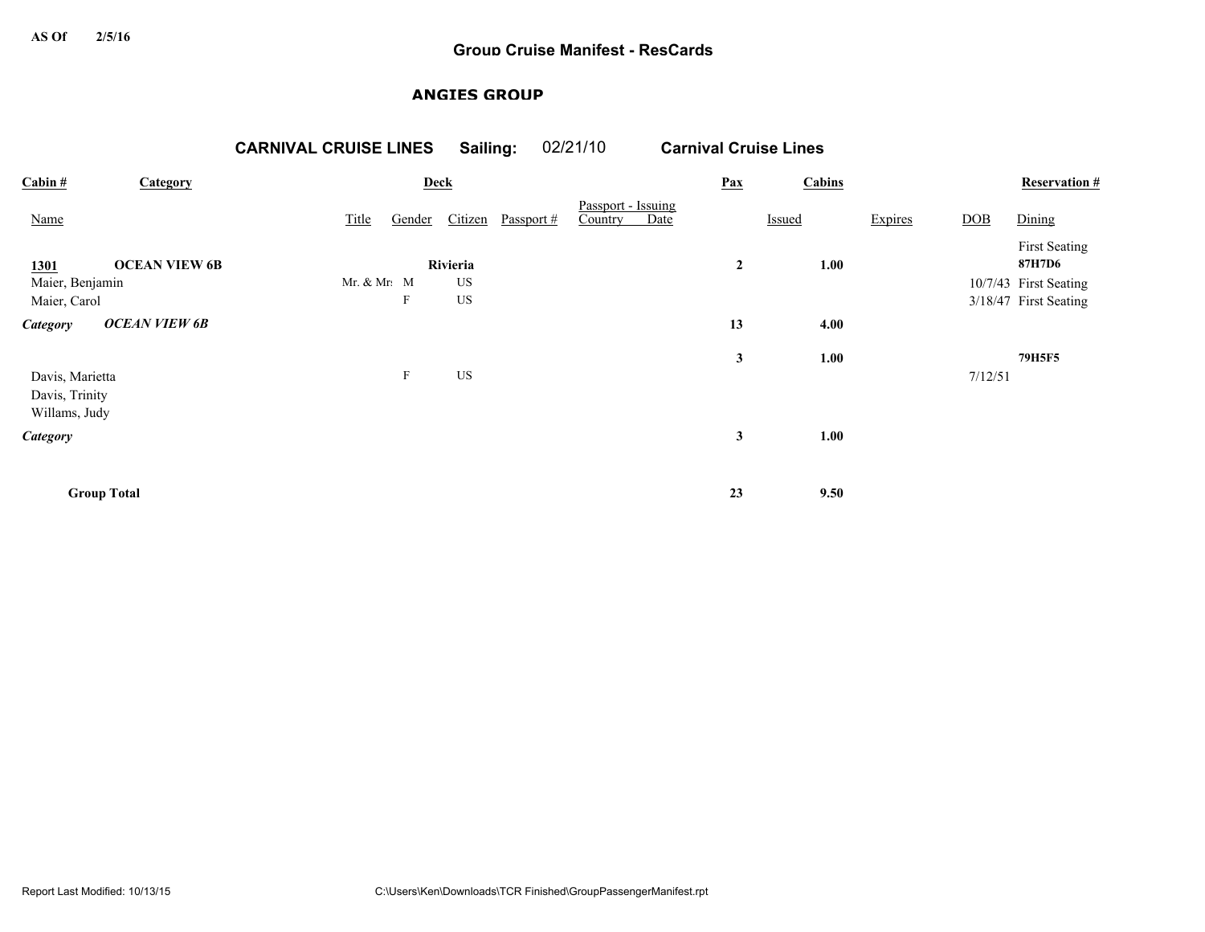AS Of 2/5/16

## Group Cruise Manifest - ResCards

### ANGIES GROUP

**CARNIVAL CRUISE LINES** **Sailing:** 02/21/10 **Carnival Cruise Lines**

| Cabin # / Name | Category | Title | Gender | Deck / Citizen | Passport # | Passport - Issuing Country | Date | Pax | Cabins / Issued | Expires | DOB | Reservation # / Dining |
|---|---|---|---|---|---|---|---|---|---|---|---|---|
| **1301** | **OCEAN VIEW 6B** | | | **Rivieria** | | | | **2** | **1.00** | | | First Seating **87H7D6** |
| Maier, Benjamin | | Mr. & Mr: | M | US | | | | | | | 10/7/43 | First Seating |
| Maier, Carol | | | F | US | | | | | | | 3/18/47 | First Seating |
| ***Category*** | ***OCEAN VIEW 6B*** | | | | | | | **13** | **4.00** | | | |
| | | | | | | | | **3** | **1.00** | | | **79H5F5** |
| Davis, Marietta | | | F | US | | | | | | | 7/12/51 | |
| Davis, Trinity | | | | | | | | | | | | |
| Willams, Judy | | | | | | | | | | | | |
| ***Category*** | | | | | | | | **3** | **1.00** | | | |
| **Group Total** | | | | | | | | **23** | **9.50** | | | |

Report Last Modified: 10/13/15 C:\Users\Ken\Downloads\TCR Finished\GroupPassengerManifest.rpt